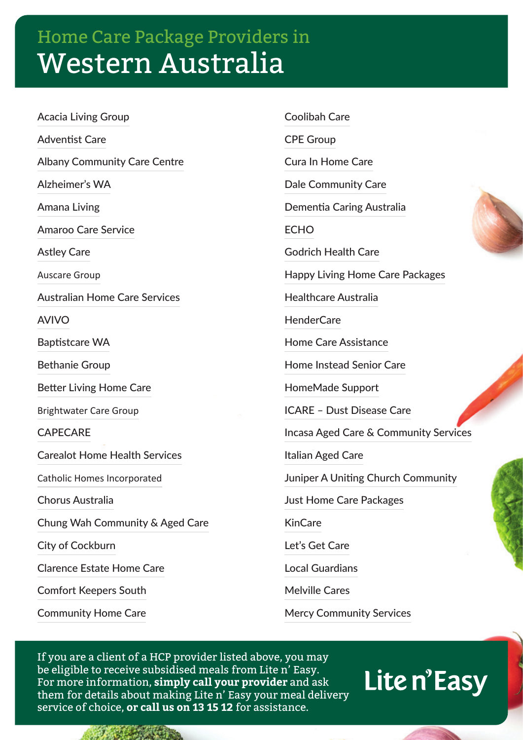Home Care Package Providers in

# Western Australia

- Acacia Living Group
- Adventist Care
- Albany Community Care Centre
- Alzheimer's WA
- Amana Living
- Amaroo Care Service
- Astley Care
- Auscare Group
- Australian Home Care Services
- AVIVO
- Baptistcare WA
- Bethanie Group
- Better Living Home Care
- Brightwater Care Group
- CAPECARE
- Carealot Home Health Services
- Catholic Homes Incorporated
- Chorus Australia
- Chung Wah Community & Aged Care
- City of Cockburn
- Clarence Estate Home Care
- Comfort Keepers South
- Community Home Care
- Coolibah Care
- CPE Group
- Cura In Home Care
- Dale Community Care
- Dementia Caring Australia
- ECHO
- Godrich Health Care
- Happy Living Home Care Packages
- Healthcare Australia
- HenderCare
- Home Care Assistance
- Home Instead Senior Care
- HomeMade Support
- ICARE – Dust Disease Care
- Incasa Aged Care & Community Services
- Italian Aged Care
- Juniper A Uniting Church Community
- Just Home Care Packages
- KinCare
- Let's Get Care
- Local Guardians
- Melville Cares
- Mercy Community Services

If you are a client of a HCP provider listed above, you may be eligible to receive subsidised meals from Lite n' Easy. For more information, **simply call your provider** and ask them for details about making Lite n' Easy your meal delivery service of choice, **or call us on 13 15 12** for assistance.

Lite n' Easy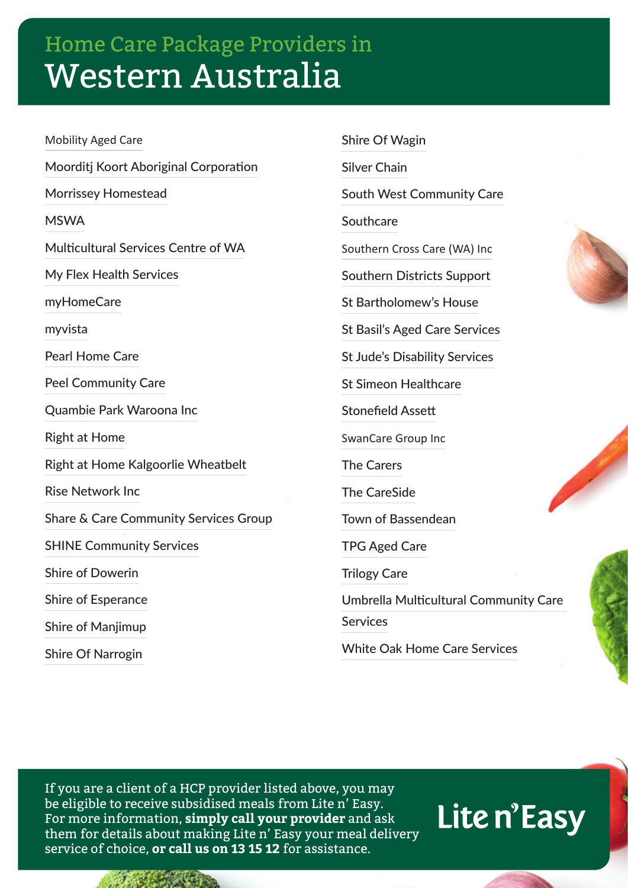## Home Care Package Providers in

# Western Australia

- Mobility Aged Care
- Moorditj Koort Aboriginal Corporation
- Morrissey Homestead
- MSWA
- Multicultural Services Centre of WA
- My Flex Health Services
- myHomeCare
- myvista
- Pearl Home Care
- Peel Community Care
- Quambie Park Waroona Inc
- Right at Home
- Right at Home Kalgoorlie Wheatbelt
- Rise Network Inc
- Share & Care Community Services Group
- SHINE Community Services
- Shire of Dowerin
- Shire of Esperance
- Shire of Manjimup
- Shire Of Narrogin
- Shire Of Wagin
- Silver Chain
- South West Community Care
- Southcare
- Southern Cross Care (WA) Inc
- Southern Districts Support
- St Bartholomew's House
- St Basil's Aged Care Services
- St Jude's Disability Services
- St Simeon Healthcare
- Stonefield Assett
- SwanCare Group Inc
- The Carers
- The CareSide
- Town of Bassendean
- TPG Aged Care
- Trilogy Care
- Umbrella Multicultural Community Care Services
- White Oak Home Care Services

If you are a client of a HCP provider listed above, you may be eligible to receive subsidised meals from Lite n' Easy. For more information, **simply call your provider** and ask them for details about making Lite n' Easy your meal delivery service of choice, **or call us on 13 15 12** for assistance.

Lite n' Easy